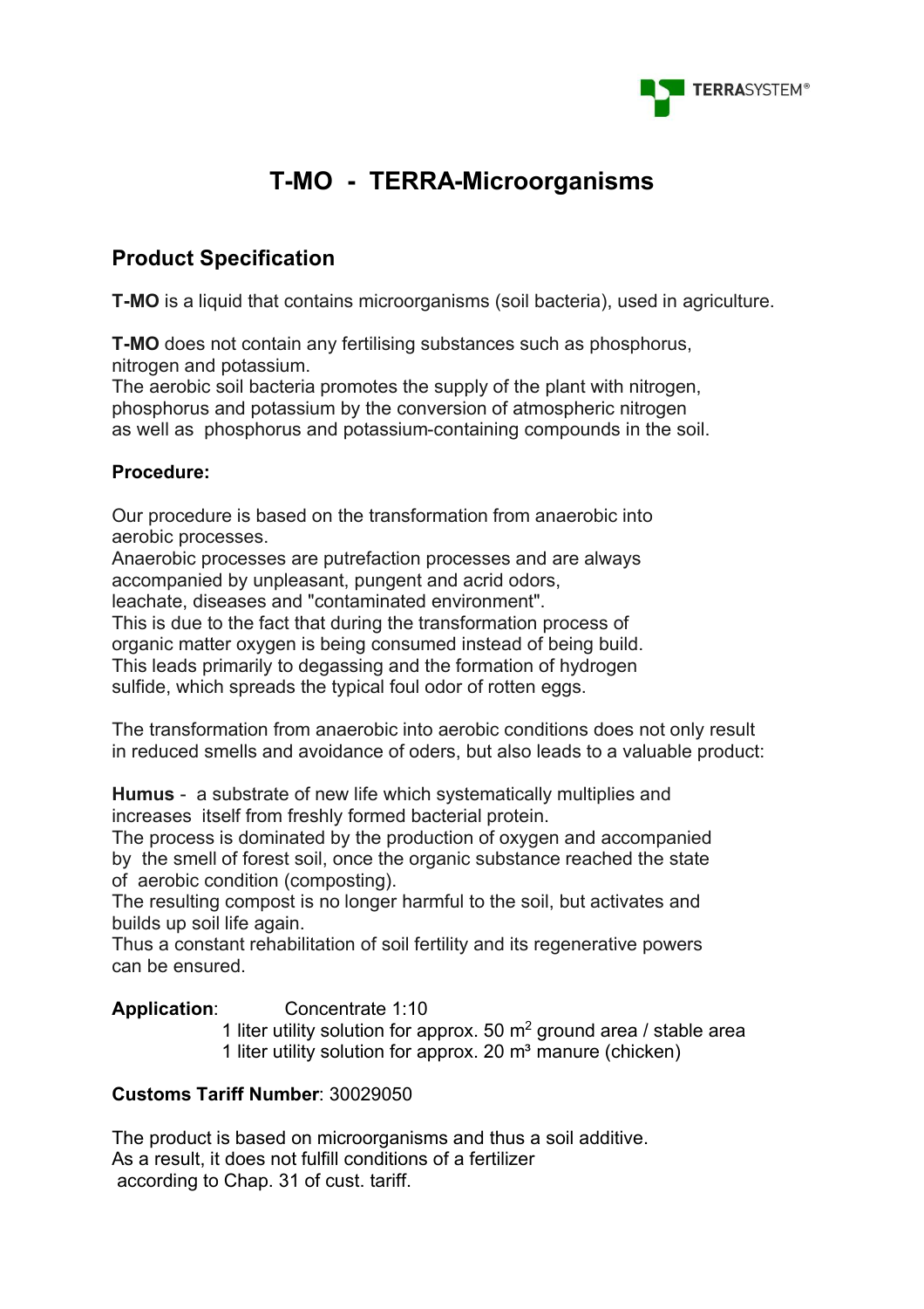TERRASYSTEM®

# T-MO - TERRA-Microorganisms

## Product Specification

**T-MO** is a liquid that contains microorganisms (soil bacteria), used in agriculture.

**T-MO** does not contain any fertilising substances such as phosphorus, nitrogen and potassium.
The aerobic soil bacteria promotes the supply of the plant with nitrogen, phosphorus and potassium by the conversion of atmospheric nitrogen as well as phosphorus and potassium-containing compounds in the soil.

**Procedure:**

Our procedure is based on the transformation from anaerobic into aerobic processes.
Anaerobic processes are putrefaction processes and are always accompanied by unpleasant, pungent and acrid odors, leachate, diseases and "contaminated environment".
This is due to the fact that during the transformation process of organic matter oxygen is being consumed instead of being build.
This leads primarily to degassing and the formation of hydrogen sulfide, which spreads the typical foul odor of rotten eggs.

The transformation from anaerobic into aerobic conditions does not only result in reduced smells and avoidance of oders, but also leads to a valuable product:

**Humus** - a substrate of new life which systematically multiplies and increases itself from freshly formed bacterial protein.
The process is dominated by the production of oxygen and accompanied by the smell of forest soil, once the organic substance reached the state of aerobic condition (composting).
The resulting compost is no longer harmful to the soil, but activates and builds up soil life again.
Thus a constant rehabilitation of soil fertility and its regenerative powers can be ensured.

**Application**: Concentrate 1:10
1 liter utility solution for approx. 50 $m^2$ ground area / stable area
1 liter utility solution for approx. 20 $m^3$ manure (chicken)

**Customs Tariff Number**: 30029050

The product is based on microorganisms and thus a soil additive.
As a result, it does not fulfill conditions of a fertilizer according to Chap. 31 of cust. tariff.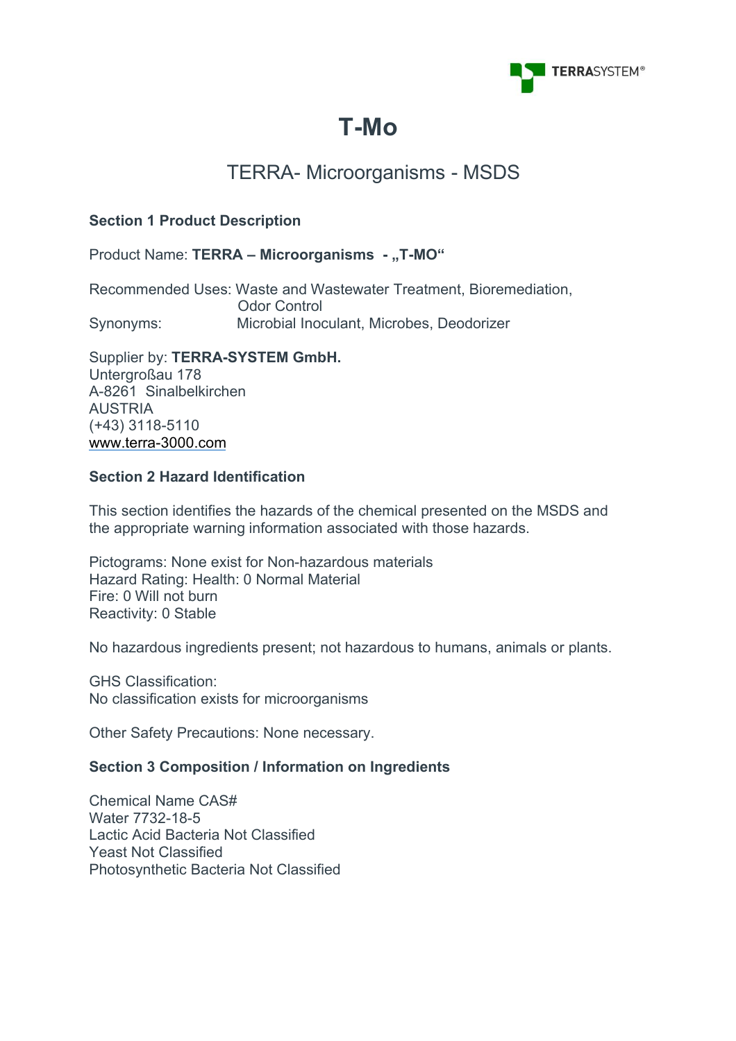# T-Mo

## TERRA- Microorganisms - MSDS

**Section 1 Product Description**

Product Name: **TERRA – Microorganisms - „T-MO"**

Recommended Uses: Waste and Wastewater Treatment, Bioremediation, Odor Control
Synonyms: Microbial Inoculant, Microbes, Deodorizer

Supplier by: **TERRA-SYSTEM GmbH.**
Untergroßau 178
A-8261 Sinalbelkirchen
AUSTRIA
(+43) 3118-5110
www.terra-3000.com

**Section 2 Hazard Identification**

This section identifies the hazards of the chemical presented on the MSDS and the appropriate warning information associated with those hazards.

Pictograms: None exist for Non-hazardous materials
Hazard Rating: Health: 0 Normal Material
Fire: 0 Will not burn
Reactivity: 0 Stable

No hazardous ingredients present; not hazardous to humans, animals or plants.

GHS Classification:
No classification exists for microorganisms

Other Safety Precautions: None necessary.

**Section 3 Composition / Information on Ingredients**

Chemical Name CAS#
Water 7732-18-5
Lactic Acid Bacteria Not Classified
Yeast Not Classified
Photosynthetic Bacteria Not Classified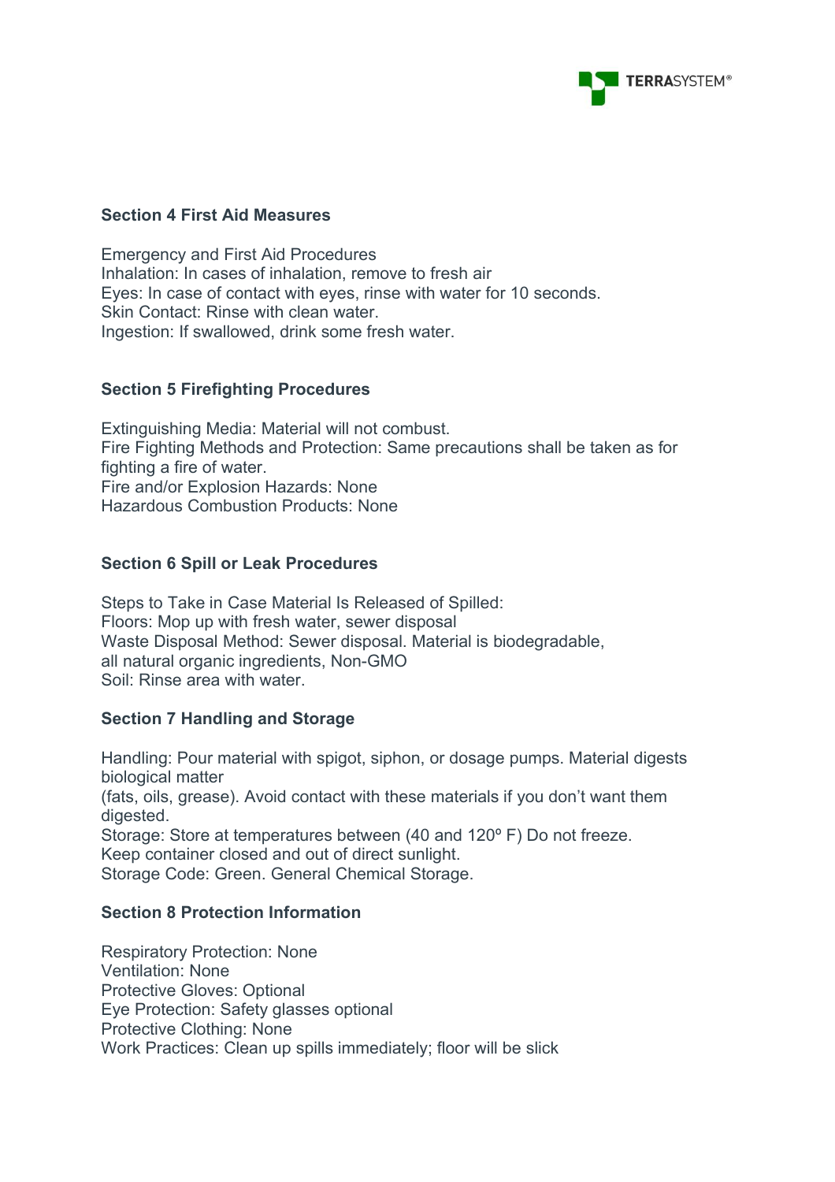## Section 4 First Aid Measures

Emergency and First Aid Procedures
Inhalation: In cases of inhalation, remove to fresh air
Eyes: In case of contact with eyes, rinse with water for 10 seconds.
Skin Contact: Rinse with clean water.
Ingestion: If swallowed, drink some fresh water.

## Section 5 Firefighting Procedures

Extinguishing Media: Material will not combust.
Fire Fighting Methods and Protection: Same precautions shall be taken as for fighting a fire of water.
Fire and/or Explosion Hazards: None
Hazardous Combustion Products: None

## Section 6 Spill or Leak Procedures

Steps to Take in Case Material Is Released of Spilled:
Floors: Mop up with fresh water, sewer disposal
Waste Disposal Method: Sewer disposal. Material is biodegradable, all natural organic ingredients, Non-GMO
Soil: Rinse area with water.

## Section 7 Handling and Storage

Handling: Pour material with spigot, siphon, or dosage pumps. Material digests biological matter (fats, oils, grease). Avoid contact with these materials if you don't want them digested.
Storage: Store at temperatures between (40 and 120º F) Do not freeze.
Keep container closed and out of direct sunlight.
Storage Code: Green. General Chemical Storage.

## Section 8 Protection Information

Respiratory Protection: None
Ventilation: None
Protective Gloves: Optional
Eye Protection: Safety glasses optional
Protective Clothing: None
Work Practices: Clean up spills immediately; floor will be slick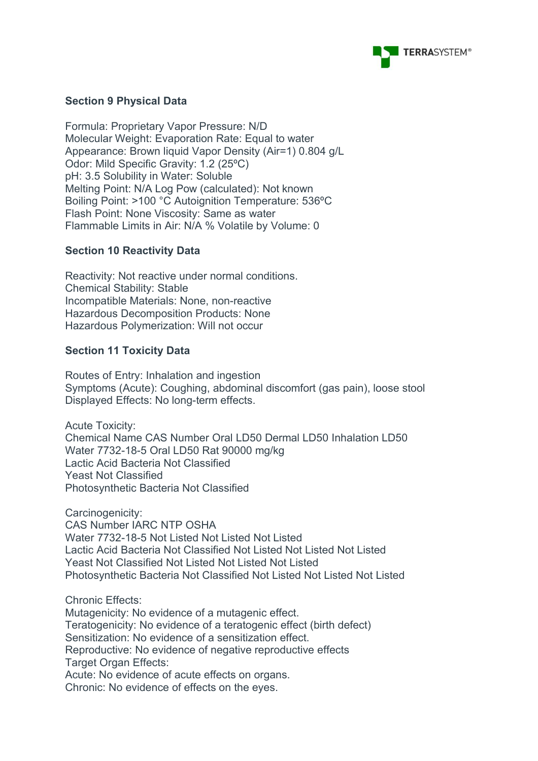## Section 9 Physical Data

Formula: Proprietary Vapor Pressure: N/D
Molecular Weight: Evaporation Rate: Equal to water
Appearance: Brown liquid Vapor Density (Air=1) 0.804 g/L
Odor: Mild Specific Gravity: 1.2 (25ºC)
pH: 3.5 Solubility in Water: Soluble
Melting Point: N/A Log Pow (calculated): Not known
Boiling Point: >100 °C Autoignition Temperature: 536ºC
Flash Point: None Viscosity: Same as water
Flammable Limits in Air: N/A % Volatile by Volume: 0

## Section 10 Reactivity Data

Reactivity: Not reactive under normal conditions.
Chemical Stability: Stable
Incompatible Materials: None, non-reactive
Hazardous Decomposition Products: None
Hazardous Polymerization: Will not occur

## Section 11 Toxicity Data

Routes of Entry: Inhalation and ingestion
Symptoms (Acute): Coughing, abdominal discomfort (gas pain), loose stool
Displayed Effects: No long-term effects.

Acute Toxicity:
Chemical Name CAS Number Oral LD50 Dermal LD50 Inhalation LD50
Water 7732-18-5 Oral LD50 Rat 90000 mg/kg
Lactic Acid Bacteria Not Classified
Yeast Not Classified
Photosynthetic Bacteria Not Classified

Carcinogenicity:
CAS Number IARC NTP OSHA
Water 7732-18-5 Not Listed Not Listed Not Listed
Lactic Acid Bacteria Not Classified Not Listed Not Listed Not Listed
Yeast Not Classified Not Listed Not Listed Not Listed
Photosynthetic Bacteria Not Classified Not Listed Not Listed Not Listed

Chronic Effects:
Mutagenicity: No evidence of a mutagenic effect.
Teratogenicity: No evidence of a teratogenic effect (birth defect)
Sensitization: No evidence of a sensitization effect.
Reproductive: No evidence of negative reproductive effects
Target Organ Effects:
Acute: No evidence of acute effects on organs.
Chronic: No evidence of effects on the eyes.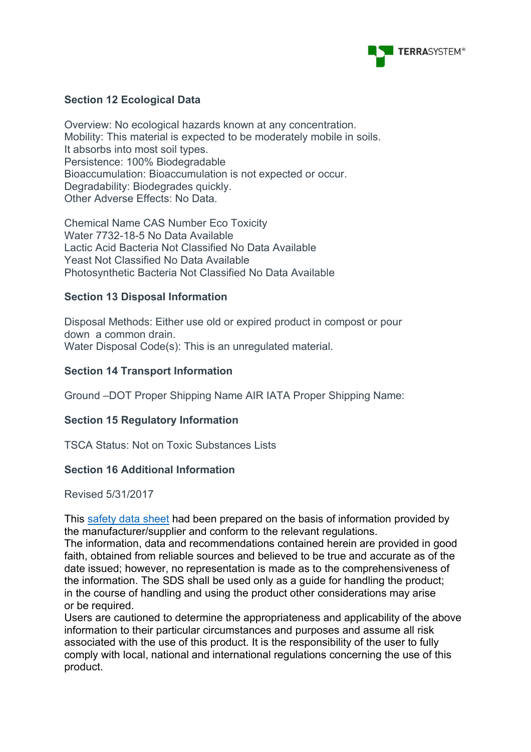## Section 12 Ecological Data

Overview: No ecological hazards known at any concentration.
Mobility: This material is expected to be moderately mobile in soils.
It absorbs into most soil types.
Persistence: 100% Biodegradable
Bioaccumulation: Bioaccumulation is not expected or occur.
Degradability: Biodegrades quickly.
Other Adverse Effects: No Data.

Chemical Name CAS Number Eco Toxicity
Water 7732-18-5 No Data Available
Lactic Acid Bacteria Not Classified No Data Available
Yeast Not Classified No Data Available
Photosynthetic Bacteria Not Classified No Data Available

## Section 13 Disposal Information

Disposal Methods: Either use old or expired product in compost or pour down a common drain.
Water Disposal Code(s): This is an unregulated material.

## Section 14 Transport Information

Ground –DOT Proper Shipping Name AIR IATA Proper Shipping Name:

## Section 15 Regulatory Information

TSCA Status: Not on Toxic Substances Lists

## Section 16 Additional Information

Revised 5/31/2017

This safety data sheet had been prepared on the basis of information provided by the manufacturer/supplier and conform to the relevant regulations.
The information, data and recommendations contained herein are provided in good faith, obtained from reliable sources and believed to be true and accurate as of the date issued; however, no representation is made as to the comprehensiveness of the information. The SDS shall be used only as a guide for handling the product; in the course of handling and using the product other considerations may arise or be required.
Users are cautioned to determine the appropriateness and applicability of the above information to their particular circumstances and purposes and assume all risk associated with the use of this product. It is the responsibility of the user to fully comply with local, national and international regulations concerning the use of this product.